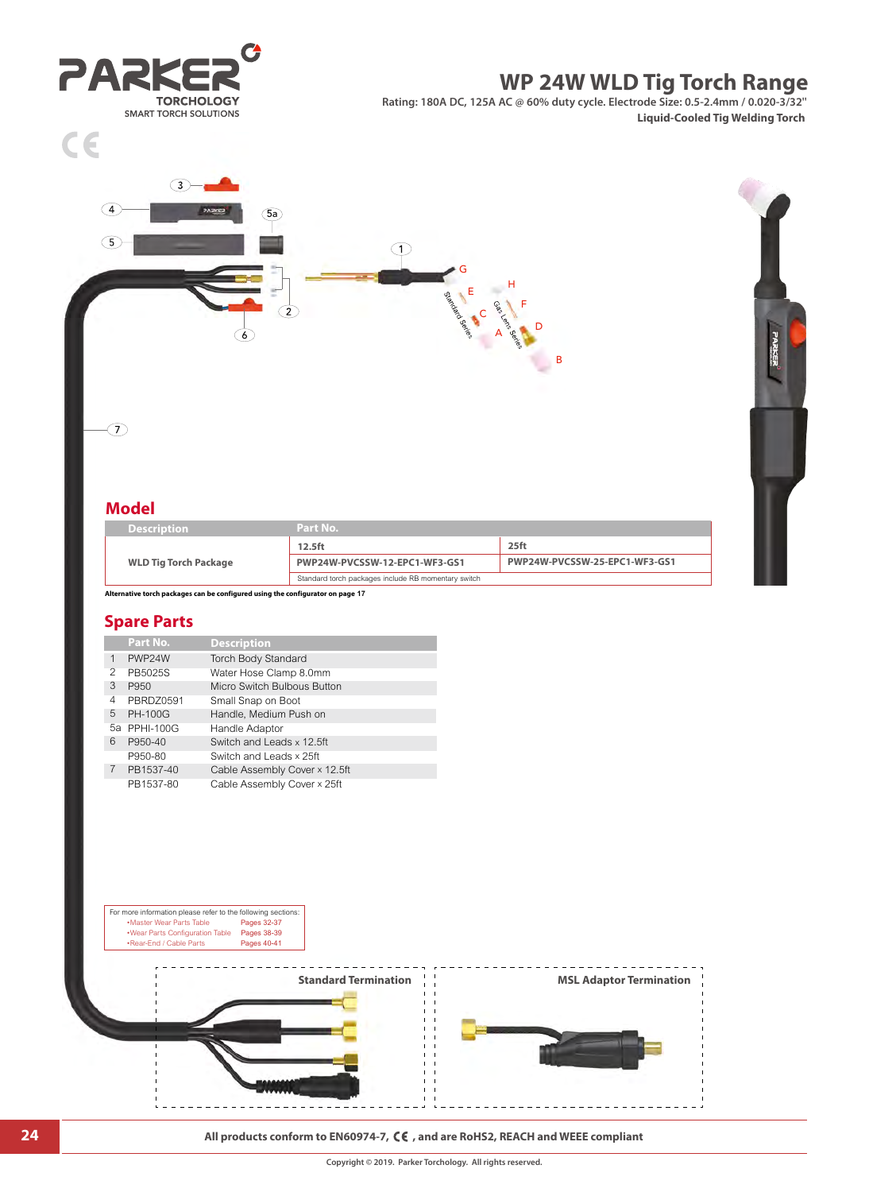# WP 24W WLD Tig Torch Range

Rating: 180A DC, 125A AC @ 60% duty cycle. Electrode Size: 0.5-2.4mm / 0.020-3/32"

**Liquid-Cooled Tig Welding Torch**

## Model

| Description | Part No. | |
|---|---|---|
| | 12.5ft | 25ft |
| WLD Tig Torch Package | PWP24W-PVCSSW-12-EPC1-WF3-GS1 | PWP24W-PVCSSW-25-EPC1-WF3-GS1 |
| | Standard torch packages include RB momentary switch | |

**Alternative torch packages can be configured using the configurator on page 17**

## Spare Parts

| | Part No. | Description |
|---|---|---|
| 1 | PWP24W | Torch Body Standard |
| 2 | PB5025S | Water Hose Clamp 8.0mm |
| 3 | P950 | Micro Switch Bulbous Button |
| 4 | PBRDZ0591 | Small Snap on Boot |
| 5 | PH-100G | Handle, Medium Push on |
| 5a | PPHI-100G | Handle Adaptor |
| 6 | P950-40 | Switch and Leads x 12.5ft |
| | P950-80 | Switch and Leads x 25ft |
| 7 | PB1537-40 | Cable Assembly Cover x 12.5ft |
| | PB1537-80 | Cable Assembly Cover x 25ft |

For more information please refer to the following sections:

- Master Wear Parts Table — Pages 32-37
- Wear Parts Configuration Table — Pages 38-39
- Rear-End / Cable Parts — Pages 40-41

**Standard Termination**

**MSL Adaptor Termination**

**All products conform to EN60974-7, CE, and are RoHS2, REACH and WEEE compliant**

Copyright © 2019. Parker Torchology. All rights reserved.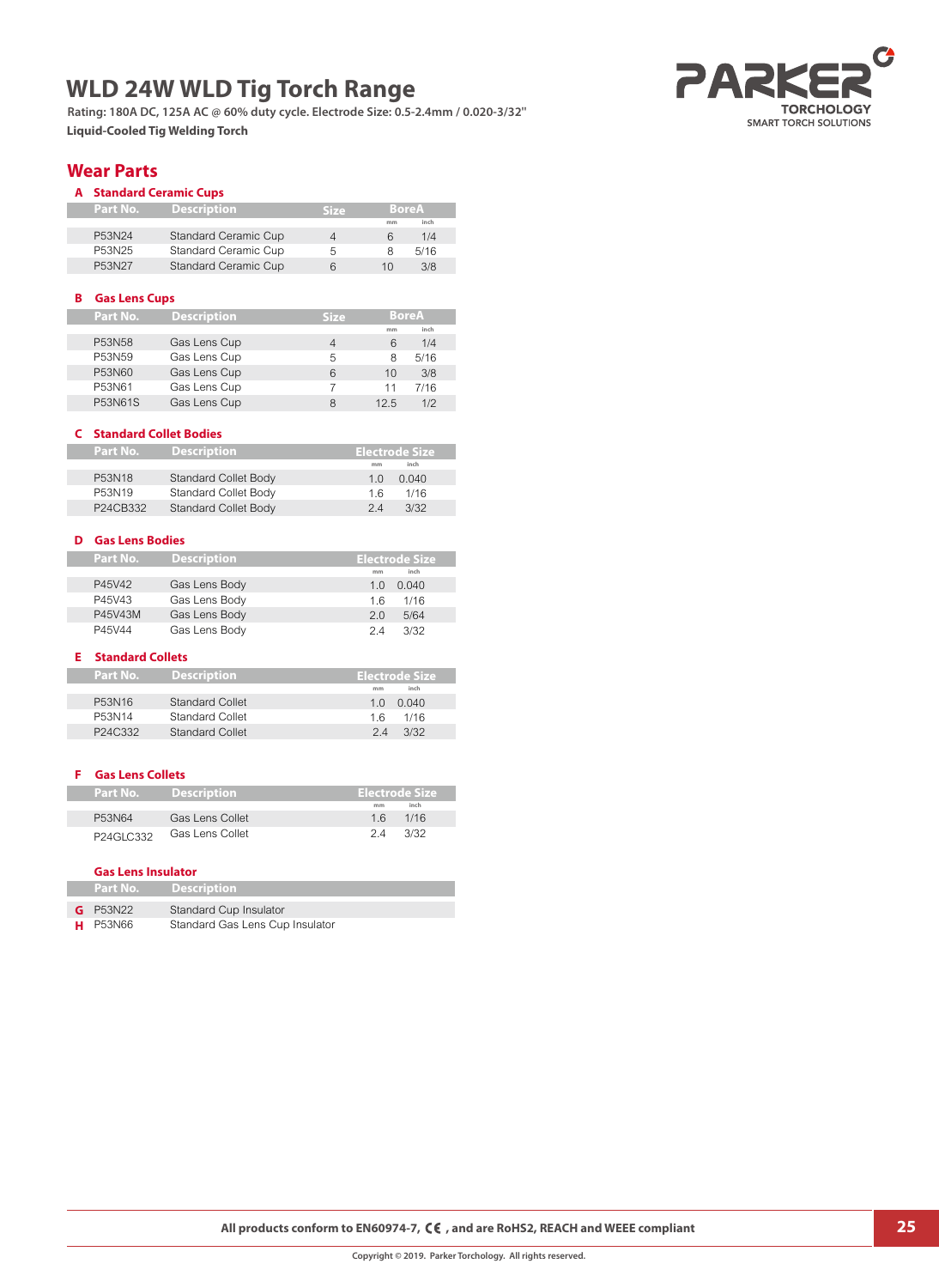# WLD 24W WLD Tig Torch Range

**Rating: 180A DC, 125A AC @ 60% duty cycle. Electrode Size: 0.5-2.4mm / 0.020-3/32"**

**Liquid-Cooled Tig Welding Torch**

PARKER TORCHOLOGY SMART TORCH SOLUTIONS

## Wear Parts

### A Standard Ceramic Cups

| Part No. | Description | Size | BoreA mm | BoreA inch |
|---|---|---|---|---|
| P53N24 | Standard Ceramic Cup | 4 | 6 | 1/4 |
| P53N25 | Standard Ceramic Cup | 5 | 8 | 5/16 |
| P53N27 | Standard Ceramic Cup | 6 | 10 | 3/8 |

### B Gas Lens Cups

| Part No. | Description | Size | BoreA mm | BoreA inch |
|---|---|---|---|---|
| P53N58 | Gas Lens Cup | 4 | 6 | 1/4 |
| P53N59 | Gas Lens Cup | 5 | 8 | 5/16 |
| P53N60 | Gas Lens Cup | 6 | 10 | 3/8 |
| P53N61 | Gas Lens Cup | 7 | 11 | 7/16 |
| P53N61S | Gas Lens Cup | 8 | 12.5 | 1/2 |

### C Standard Collet Bodies

| Part No. | Description | Electrode Size mm | Electrode Size inch |
|---|---|---|---|
| P53N18 | Standard Collet Body | 1.0 | 0.040 |
| P53N19 | Standard Collet Body | 1.6 | 1/16 |
| P24CB332 | Standard Collet Body | 2.4 | 3/32 |

### D Gas Lens Bodies

| Part No. | Description | Electrode Size mm | Electrode Size inch |
|---|---|---|---|
| P45V42 | Gas Lens Body | 1.0 | 0.040 |
| P45V43 | Gas Lens Body | 1.6 | 1/16 |
| P45V43M | Gas Lens Body | 2.0 | 5/64 |
| P45V44 | Gas Lens Body | 2.4 | 3/32 |

### E Standard Collets

| Part No. | Description | Electrode Size mm | Electrode Size inch |
|---|---|---|---|
| P53N16 | Standard Collet | 1.0 | 0.040 |
| P53N14 | Standard Collet | 1.6 | 1/16 |
| P24C332 | Standard Collet | 2.4 | 3/32 |

### F Gas Lens Collets

| Part No. | Description | Electrode Size mm | Electrode Size inch |
|---|---|---|---|
| P53N64 | Gas Lens Collet | 1.6 | 1/16 |
| P24GLC332 | Gas Lens Collet | 2.4 | 3/32 |

### Gas Lens Insulator

| | Part No. | Description |
|---|---|---|
| G | P53N22 | Standard Cup Insulator |
| H | P53N66 | Standard Gas Lens Cup Insulator |

**All products conform to EN60974-7, CE, and are RoHS2, REACH and WEEE compliant**

Copyright © 2019. Parker Torchology. All rights reserved.